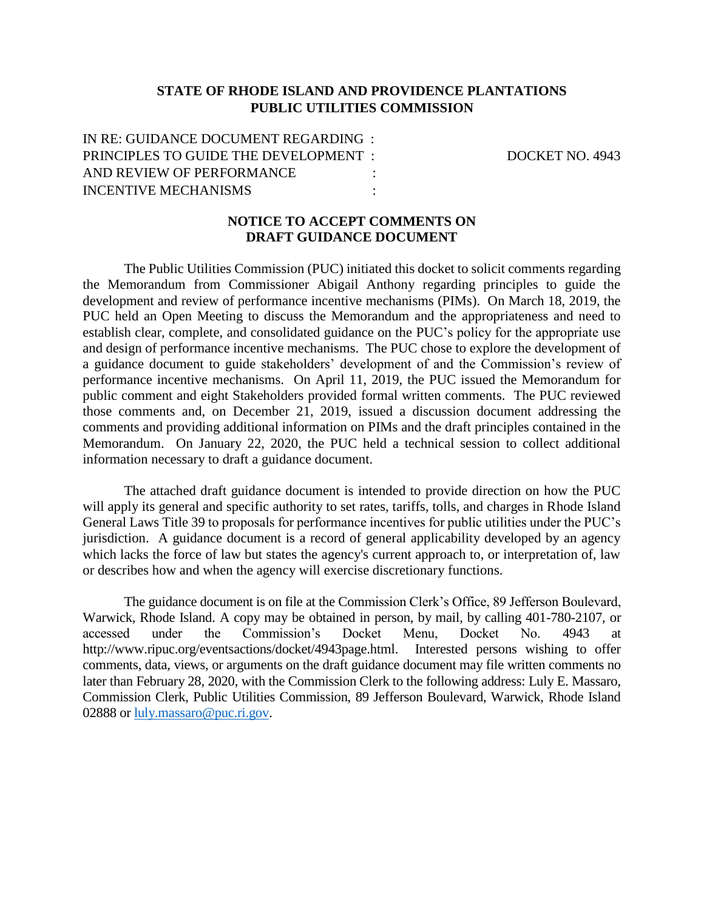**STATE OF RHODE ISLAND AND PROVIDENCE PLANTATIONS**
**PUBLIC UTILITIES COMMISSION**

IN RE: GUIDANCE DOCUMENT REGARDING :
PRINCIPLES TO GUIDE THE DEVELOPMENT : DOCKET NO. 4943
AND REVIEW OF PERFORMANCE :
INCENTIVE MECHANISMS :

**NOTICE TO ACCEPT COMMENTS ON**
**DRAFT GUIDANCE DOCUMENT**

The Public Utilities Commission (PUC) initiated this docket to solicit comments regarding the Memorandum from Commissioner Abigail Anthony regarding principles to guide the development and review of performance incentive mechanisms (PIMs). On March 18, 2019, the PUC held an Open Meeting to discuss the Memorandum and the appropriateness and need to establish clear, complete, and consolidated guidance on the PUC's policy for the appropriate use and design of performance incentive mechanisms. The PUC chose to explore the development of a guidance document to guide stakeholders' development of and the Commission's review of performance incentive mechanisms. On April 11, 2019, the PUC issued the Memorandum for public comment and eight Stakeholders provided formal written comments. The PUC reviewed those comments and, on December 21, 2019, issued a discussion document addressing the comments and providing additional information on PIMs and the draft principles contained in the Memorandum. On January 22, 2020, the PUC held a technical session to collect additional information necessary to draft a guidance document.

The attached draft guidance document is intended to provide direction on how the PUC will apply its general and specific authority to set rates, tariffs, tolls, and charges in Rhode Island General Laws Title 39 to proposals for performance incentives for public utilities under the PUC's jurisdiction. A guidance document is a record of general applicability developed by an agency which lacks the force of law but states the agency's current approach to, or interpretation of, law or describes how and when the agency will exercise discretionary functions.

The guidance document is on file at the Commission Clerk's Office, 89 Jefferson Boulevard, Warwick, Rhode Island. A copy may be obtained in person, by mail, by calling 401-780-2107, or accessed under the Commission's Docket Menu, Docket No. 4943 at http://www.ripuc.org/eventsactions/docket/4943page.html. Interested persons wishing to offer comments, data, views, or arguments on the draft guidance document may file written comments no later than February 28, 2020, with the Commission Clerk to the following address: Luly E. Massaro, Commission Clerk, Public Utilities Commission, 89 Jefferson Boulevard, Warwick, Rhode Island 02888 or luly.massaro@puc.ri.gov.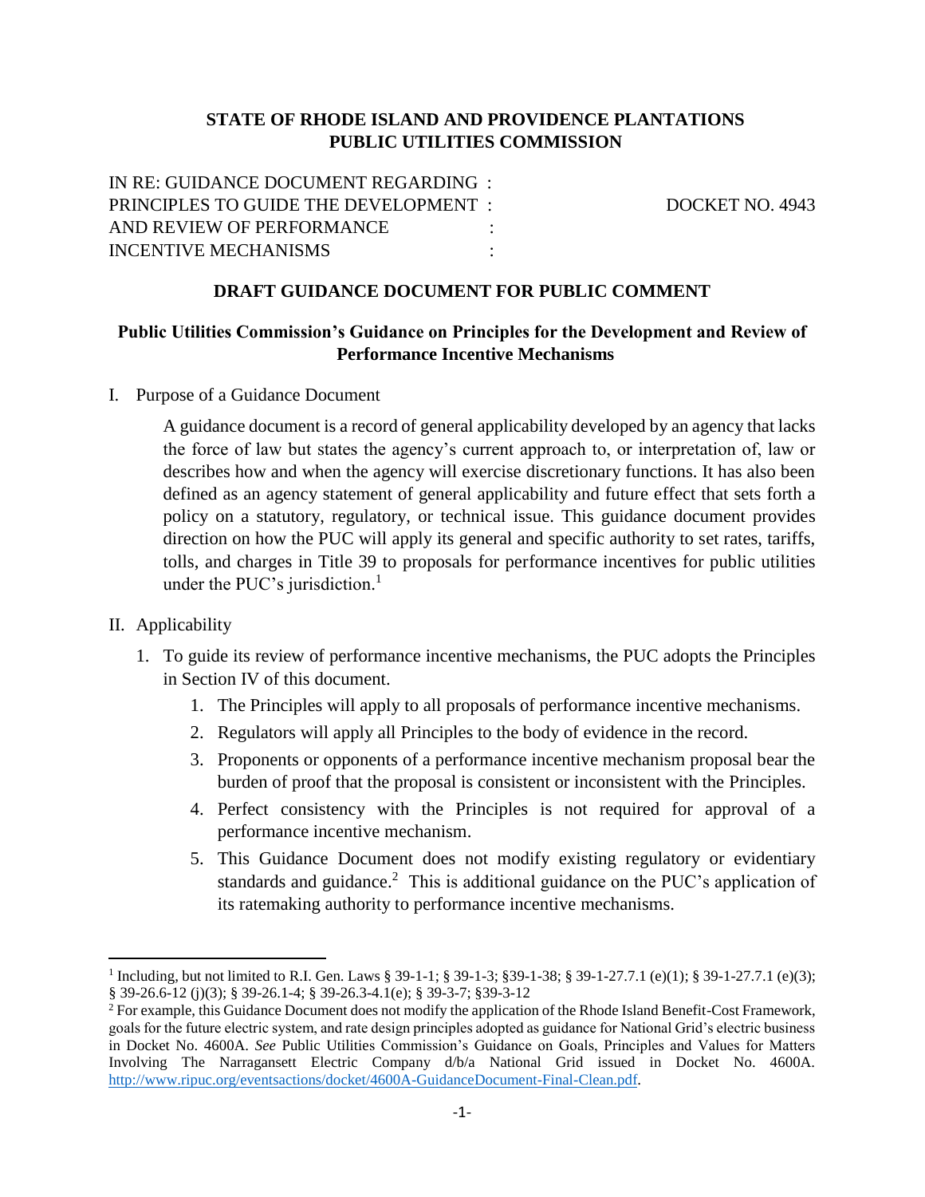**STATE OF RHODE ISLAND AND PROVIDENCE PLANTATIONS**
**PUBLIC UTILITIES COMMISSION**

IN RE: GUIDANCE DOCUMENT REGARDING :
PRINCIPLES TO GUIDE THE DEVELOPMENT : DOCKET NO. 4943
AND REVIEW OF PERFORMANCE :
INCENTIVE MECHANISMS :

**DRAFT GUIDANCE DOCUMENT FOR PUBLIC COMMENT**

**Public Utilities Commission's Guidance on Principles for the Development and Review of Performance Incentive Mechanisms**

I. Purpose of a Guidance Document

A guidance document is a record of general applicability developed by an agency that lacks the force of law but states the agency's current approach to, or interpretation of, law or describes how and when the agency will exercise discretionary functions. It has also been defined as an agency statement of general applicability and future effect that sets forth a policy on a statutory, regulatory, or technical issue. This guidance document provides direction on how the PUC will apply its general and specific authority to set rates, tariffs, tolls, and charges in Title 39 to proposals for performance incentives for public utilities under the PUC's jurisdiction.[1]

II. Applicability

1. To guide its review of performance incentive mechanisms, the PUC adopts the Principles in Section IV of this document.
   1. The Principles will apply to all proposals of performance incentive mechanisms.
   2. Regulators will apply all Principles to the body of evidence in the record.
   3. Proponents or opponents of a performance incentive mechanism proposal bear the burden of proof that the proposal is consistent or inconsistent with the Principles.
   4. Perfect consistency with the Principles is not required for approval of a performance incentive mechanism.
   5. This Guidance Document does not modify existing regulatory or evidentiary standards and guidance.[2] This is additional guidance on the PUC's application of its ratemaking authority to performance incentive mechanisms.

---

[1] Including, but not limited to R.I. Gen. Laws § 39-1-1; § 39-1-3; §39-1-38; § 39-1-27.7.1 (e)(1); § 39-1-27.7.1 (e)(3); § 39-26.6-12 (j)(3); § 39-26.1-4; § 39-26.3-4.1(e); § 39-3-7; §39-3-12

[2] For example, this Guidance Document does not modify the application of the Rhode Island Benefit-Cost Framework, goals for the future electric system, and rate design principles adopted as guidance for National Grid's electric business in Docket No. 4600A. *See* Public Utilities Commission's Guidance on Goals, Principles and Values for Matters Involving The Narragansett Electric Company d/b/a National Grid issued in Docket No. 4600A. http://www.ripuc.org/eventsactions/docket/4600A-GuidanceDocument-Final-Clean.pdf.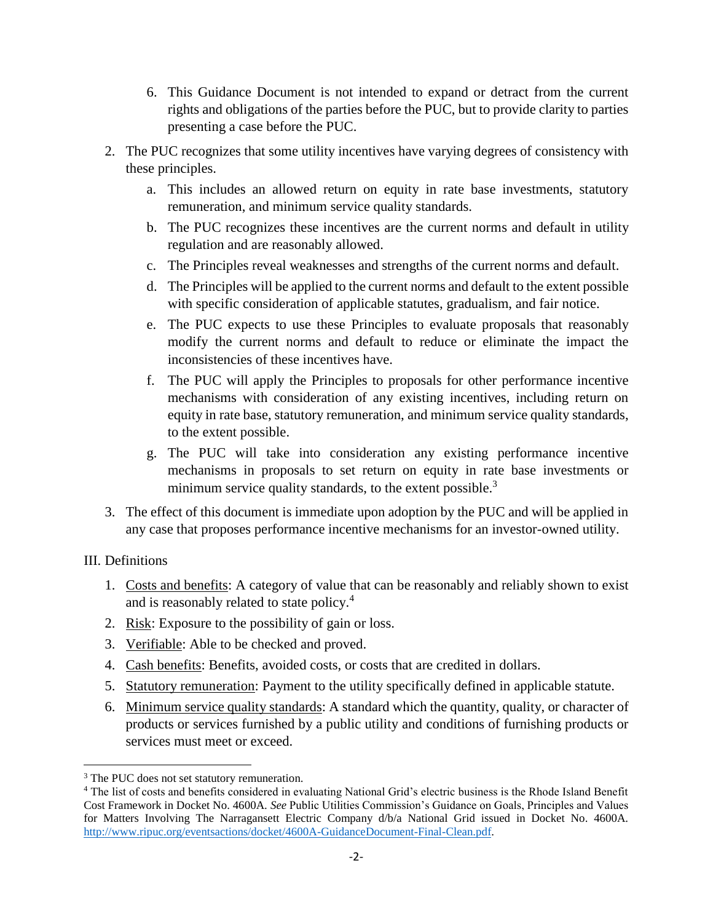6. This Guidance Document is not intended to expand or detract from the current rights and obligations of the parties before the PUC, but to provide clarity to parties presenting a case before the PUC.

2. The PUC recognizes that some utility incentives have varying degrees of consistency with these principles.
   a. This includes an allowed return on equity in rate base investments, statutory remuneration, and minimum service quality standards.
   b. The PUC recognizes these incentives are the current norms and default in utility regulation and are reasonably allowed.
   c. The Principles reveal weaknesses and strengths of the current norms and default.
   d. The Principles will be applied to the current norms and default to the extent possible with specific consideration of applicable statutes, gradualism, and fair notice.
   e. The PUC expects to use these Principles to evaluate proposals that reasonably modify the current norms and default to reduce or eliminate the impact the inconsistencies of these incentives have.
   f. The PUC will apply the Principles to proposals for other performance incentive mechanisms with consideration of any existing incentives, including return on equity in rate base, statutory remuneration, and minimum service quality standards, to the extent possible.
   g. The PUC will take into consideration any existing performance incentive mechanisms in proposals to set return on equity in rate base investments or minimum service quality standards, to the extent possible.[3]

3. The effect of this document is immediate upon adoption by the PUC and will be applied in any case that proposes performance incentive mechanisms for an investor-owned utility.

## III. Definitions

1. Costs and benefits: A category of value that can be reasonably and reliably shown to exist and is reasonably related to state policy.[4]
2. Risk: Exposure to the possibility of gain or loss.
3. Verifiable: Able to be checked and proved.
4. Cash benefits: Benefits, avoided costs, or costs that are credited in dollars.
5. Statutory remuneration: Payment to the utility specifically defined in applicable statute.
6. Minimum service quality standards: A standard which the quantity, quality, or character of products or services furnished by a public utility and conditions of furnishing products or services must meet or exceed.

---

[3] The PUC does not set statutory remuneration.

[4] The list of costs and benefits considered in evaluating National Grid's electric business is the Rhode Island Benefit Cost Framework in Docket No. 4600A. *See* Public Utilities Commission's Guidance on Goals, Principles and Values for Matters Involving The Narragansett Electric Company d/b/a National Grid issued in Docket No. 4600A. http://www.ripuc.org/eventsactions/docket/4600A-GuidanceDocument-Final-Clean.pdf.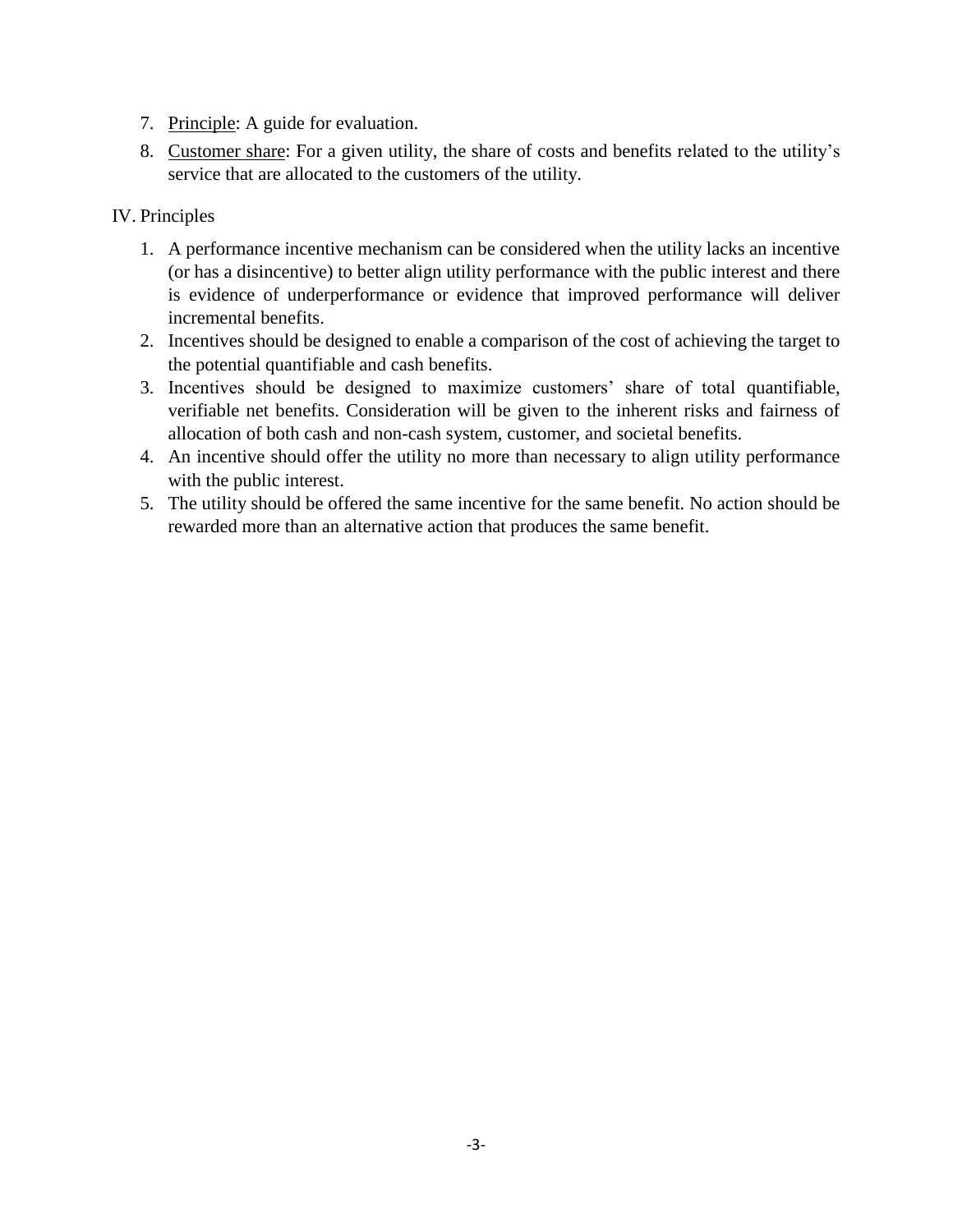7. Principle: A guide for evaluation.
8. Customer share: For a given utility, the share of costs and benefits related to the utility's service that are allocated to the customers of the utility.

IV. Principles

1. A performance incentive mechanism can be considered when the utility lacks an incentive (or has a disincentive) to better align utility performance with the public interest and there is evidence of underperformance or evidence that improved performance will deliver incremental benefits.
2. Incentives should be designed to enable a comparison of the cost of achieving the target to the potential quantifiable and cash benefits.
3. Incentives should be designed to maximize customers' share of total quantifiable, verifiable net benefits. Consideration will be given to the inherent risks and fairness of allocation of both cash and non-cash system, customer, and societal benefits.
4. An incentive should offer the utility no more than necessary to align utility performance with the public interest.
5. The utility should be offered the same incentive for the same benefit. No action should be rewarded more than an alternative action that produces the same benefit.